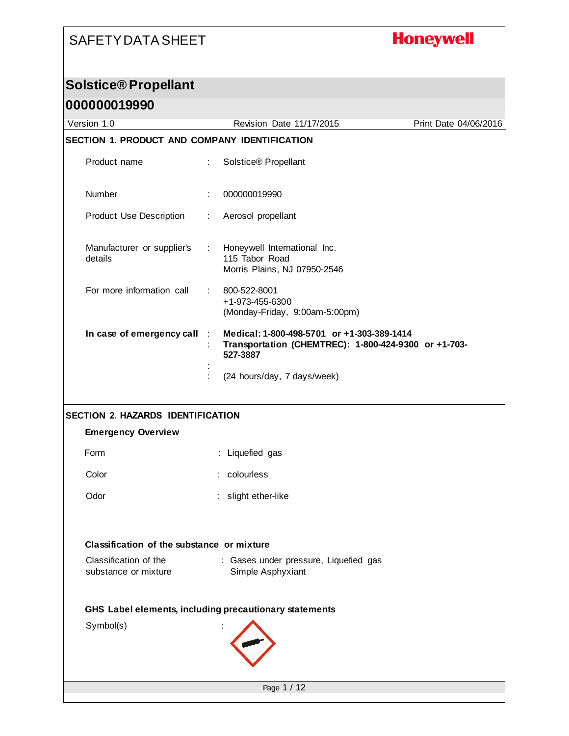SAFETY DATA SHEET

Honeywell

# Solstice® Propellant

## 000000019990

Version 1.0 | Revision Date 11/17/2015 | Print Date 04/06/2016

### SECTION 1. PRODUCT AND COMPANY IDENTIFICATION

Product name : Solstice® Propellant

Number : 000000019990

Product Use Description : Aerosol propellant

Manufacturer or supplier's details : Honeywell International Inc.
115 Tabor Road
Morris Plains, NJ 07950-2546

For more information call : 800-522-8001
+1-973-455-6300
(Monday-Friday, 9:00am-5:00pm)

**In case of emergency call** : **Medical: 1-800-498-5701 or +1-303-389-1414**
: **Transportation (CHEMTREC): 1-800-424-9300 or +1-703-527-3887**
:
: (24 hours/day, 7 days/week)

### SECTION 2. HAZARDS IDENTIFICATION

**Emergency Overview**

Form : Liquefied gas

Color : colourless

Odor : slight ether-like

**Classification of the substance or mixture**

Classification of the substance or mixture : Gases under pressure, Liquefied gas
Simple Asphyxiant

**GHS Label elements, including precautionary statements**

Symbol(s) :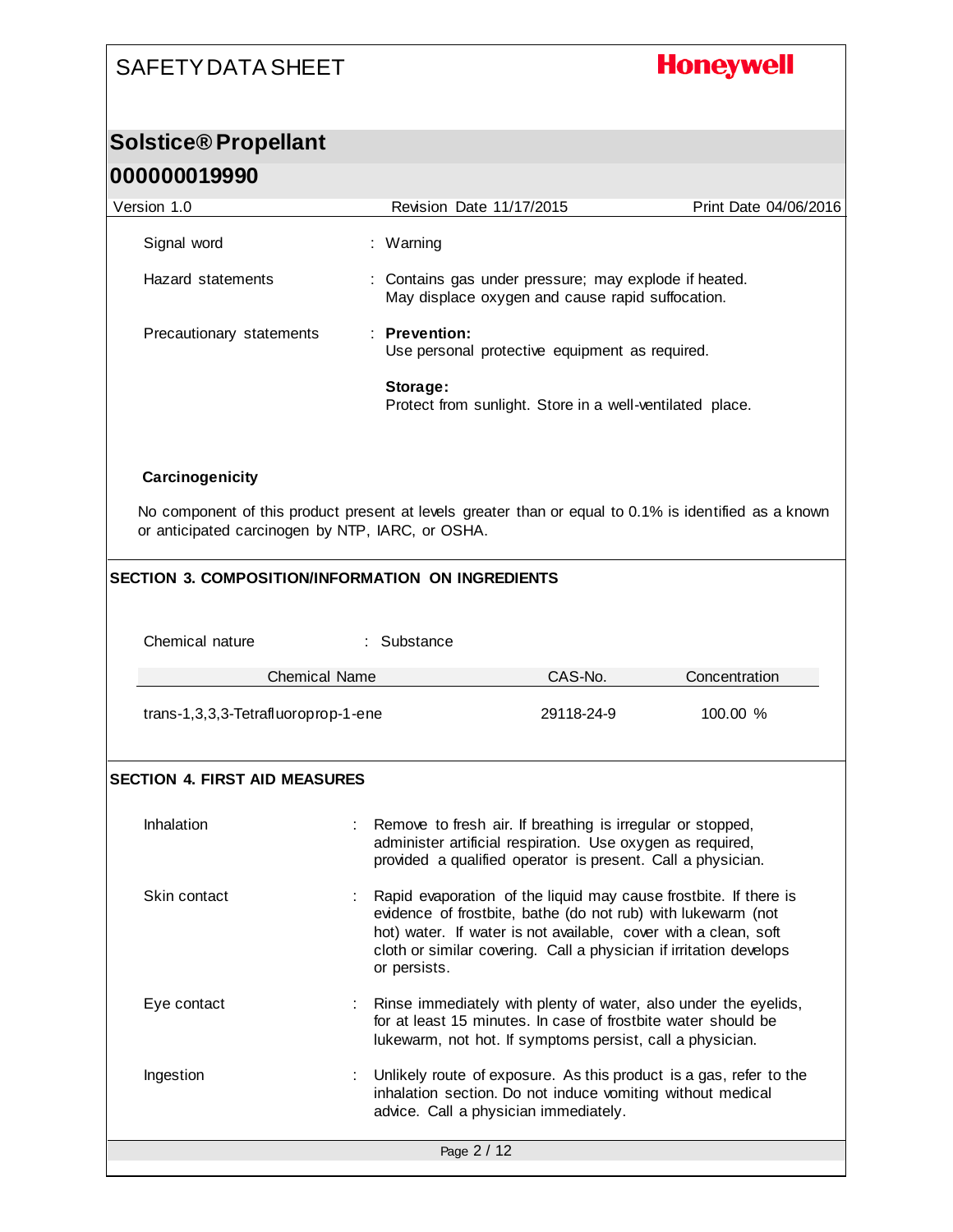Signal word : Warning

Hazard statements : Contains gas under pressure; may explode if heated.
May displace oxygen and cause rapid suffocation.

Precautionary statements : **Prevention:**
Use personal protective equipment as required.

**Storage:**
Protect from sunlight. Store in a well-ventilated place.

**Carcinogenicity**

No component of this product present at levels greater than or equal to 0.1% is identified as a known or anticipated carcinogen by NTP, IARC, or OSHA.

## SECTION 3. COMPOSITION/INFORMATION ON INGREDIENTS

Chemical nature : Substance

| Chemical Name | CAS-No. | Concentration |
|---|---|---|
| trans-1,3,3,3-Tetrafluoroprop-1-ene | 29118-24-9 | 100.00 % |

## SECTION 4. FIRST AID MEASURES

Inhalation : Remove to fresh air. If breathing is irregular or stopped, administer artificial respiration. Use oxygen as required, provided a qualified operator is present. Call a physician.

Skin contact : Rapid evaporation of the liquid may cause frostbite. If there is evidence of frostbite, bathe (do not rub) with lukewarm (not hot) water. If water is not available, cover with a clean, soft cloth or similar covering. Call a physician if irritation develops or persists.

Eye contact : Rinse immediately with plenty of water, also under the eyelids, for at least 15 minutes. In case of frostbite water should be lukewarm, not hot. If symptoms persist, call a physician.

Ingestion : Unlikely route of exposure. As this product is a gas, refer to the inhalation section. Do not induce vomiting without medical advice. Call a physician immediately.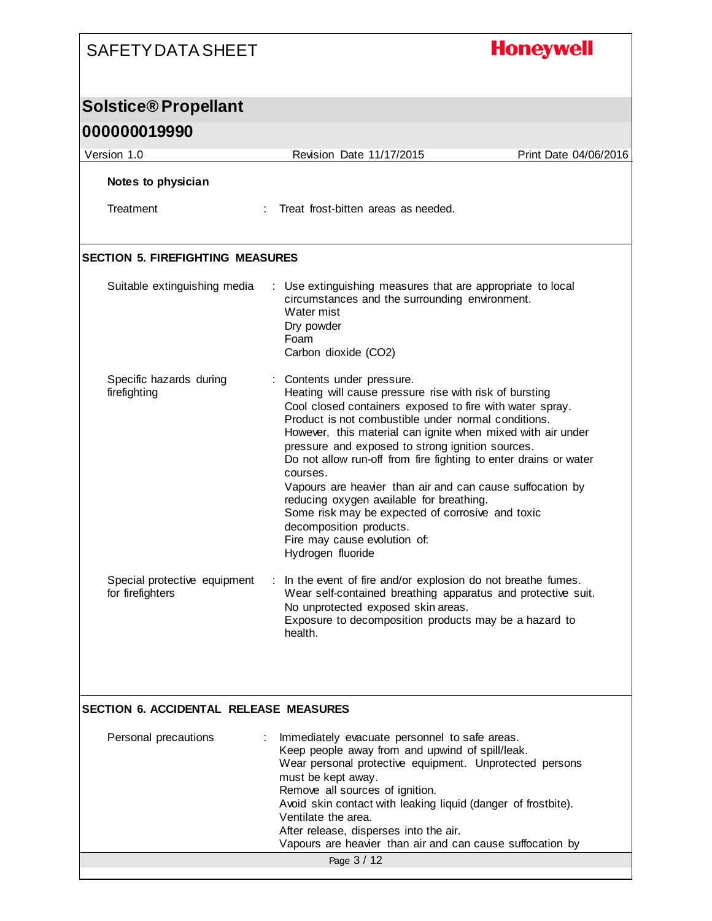**Notes to physician**

Treatment : Treat frost-bitten areas as needed.

## SECTION 5. FIREFIGHTING MEASURES

**Suitable extinguishing media** : Use extinguishing measures that are appropriate to local circumstances and the surrounding environment.
Water mist
Dry powder
Foam
Carbon dioxide ($CO_2$)

**Specific hazards during firefighting** : Contents under pressure.
Heating will cause pressure rise with risk of bursting
Cool closed containers exposed to fire with water spray.
Product is not combustible under normal conditions.
However, this material can ignite when mixed with air under pressure and exposed to strong ignition sources.
Do not allow run-off from fire fighting to enter drains or water courses.
Vapours are heavier than air and can cause suffocation by reducing oxygen available for breathing.
Some risk may be expected of corrosive and toxic decomposition products.
Fire may cause evolution of:
Hydrogen fluoride

**Special protective equipment for firefighters** : In the event of fire and/or explosion do not breathe fumes.
Wear self-contained breathing apparatus and protective suit.
No unprotected exposed skin areas.
Exposure to decomposition products may be a hazard to health.

## SECTION 6. ACCIDENTAL RELEASE MEASURES

**Personal precautions** : Immediately evacuate personnel to safe areas.
Keep people away from and upwind of spill/leak.
Wear personal protective equipment. Unprotected persons must be kept away.
Remove all sources of ignition.
Avoid skin contact with leaking liquid (danger of frostbite).
Ventilate the area.
After release, disperses into the air.
Vapours are heavier than air and can cause suffocation by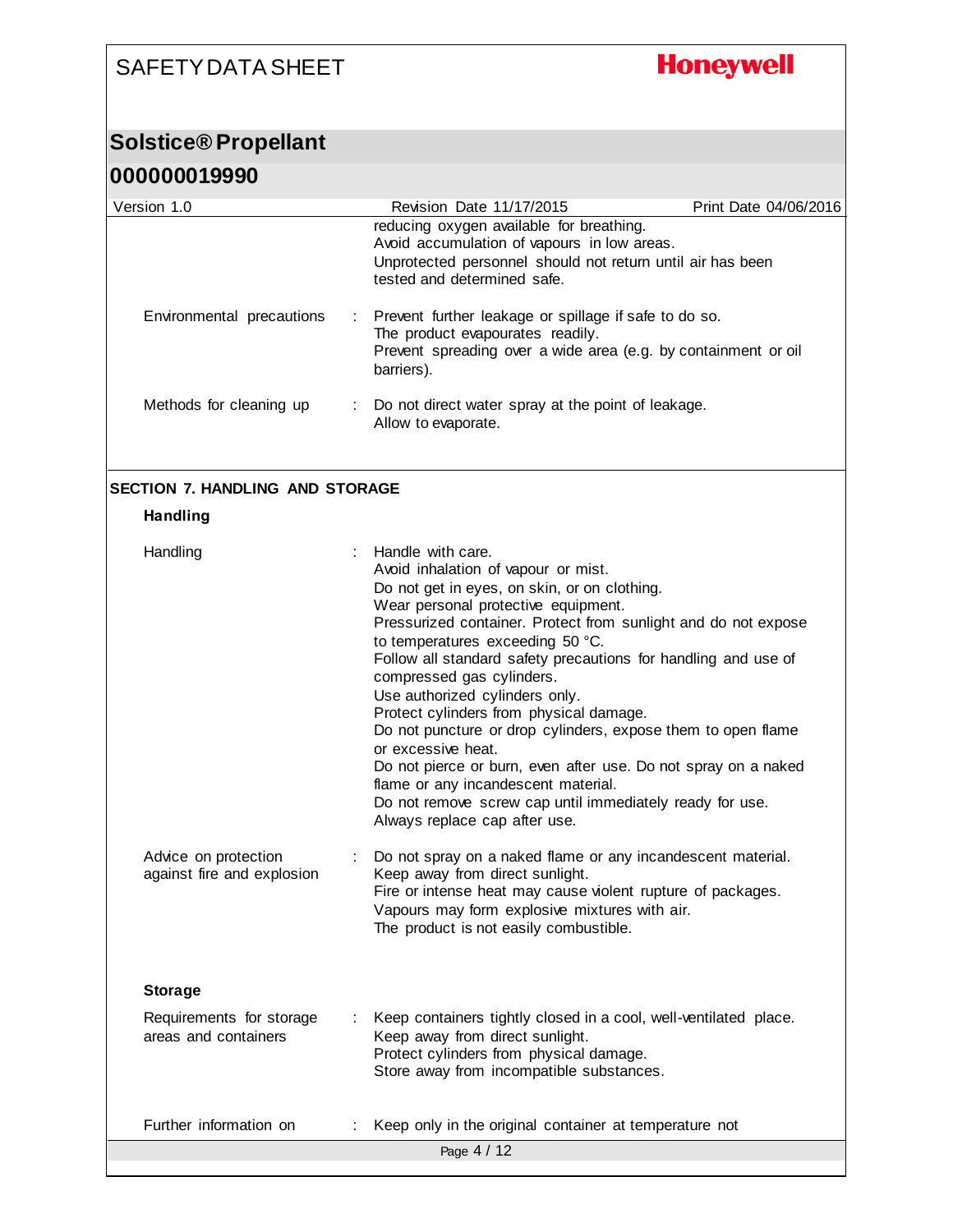| | | |
|---|---|---|
| | | reducing oxygen available for breathing.<br>Avoid accumulation of vapours in low areas.<br>Unprotected personnel should not return until air has been tested and determined safe. |
| Environmental precautions | : | Prevent further leakage or spillage if safe to do so.<br>The product evapourates readily.<br>Prevent spreading over a wide area (e.g. by containment or oil barriers). |
| Methods for cleaning up | : | Do not direct water spray at the point of leakage.<br>Allow to evaporate. |

## SECTION 7. HANDLING AND STORAGE

### Handling

| | | |
|---|---|---|
| Handling | : | Handle with care.<br>Avoid inhalation of vapour or mist.<br>Do not get in eyes, on skin, or on clothing.<br>Wear personal protective equipment.<br>Pressurized container. Protect from sunlight and do not expose to temperatures exceeding 50 °C.<br>Follow all standard safety precautions for handling and use of compressed gas cylinders.<br>Use authorized cylinders only.<br>Protect cylinders from physical damage.<br>Do not puncture or drop cylinders, expose them to open flame or excessive heat.<br>Do not pierce or burn, even after use. Do not spray on a naked flame or any incandescent material.<br>Do not remove screw cap until immediately ready for use.<br>Always replace cap after use. |
| Advice on protection against fire and explosion | : | Do not spray on a naked flame or any incandescent material.<br>Keep away from direct sunlight.<br>Fire or intense heat may cause violent rupture of packages.<br>Vapours may form explosive mixtures with air.<br>The product is not easily combustible. |

### Storage

| | | |
|---|---|---|
| Requirements for storage areas and containers | : | Keep containers tightly closed in a cool, well-ventilated place.<br>Keep away from direct sunlight.<br>Protect cylinders from physical damage.<br>Store away from incompatible substances. |
| Further information on | : | Keep only in the original container at temperature not |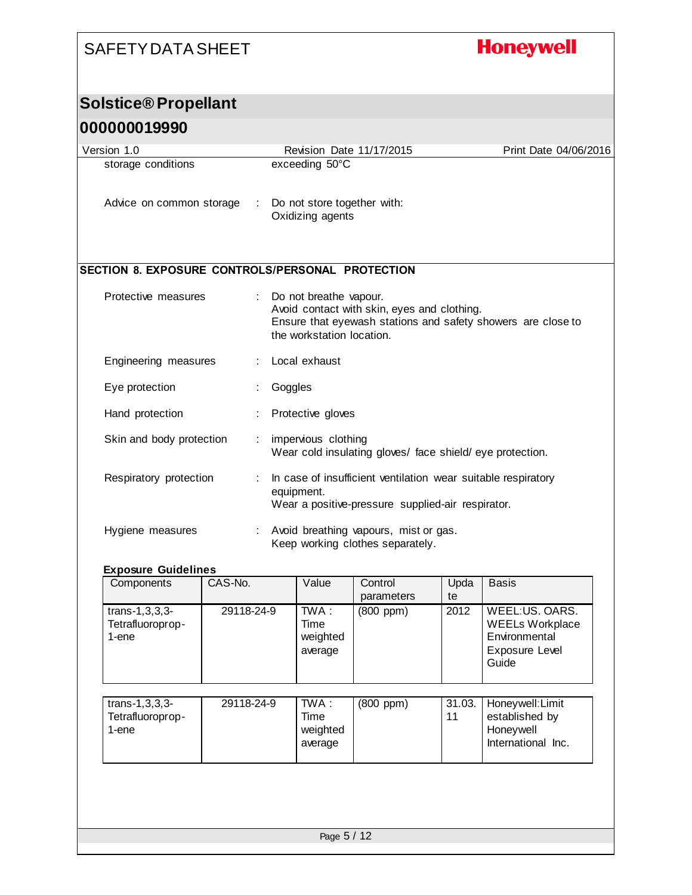| | | |
|---|---|---|
| storage conditions | | exceeding 50°C |
| Advice on common storage | : | Do not store together with:<br>Oxidizing agents |

## SECTION 8. EXPOSURE CONTROLS/PERSONAL PROTECTION

| | | |
|---|---|---|
| Protective measures | : | Do not breathe vapour.<br>Avoid contact with skin, eyes and clothing.<br>Ensure that eyewash stations and safety showers are close to the workstation location. |
| Engineering measures | : | Local exhaust |
| Eye protection | : | Goggles |
| Hand protection | : | Protective gloves |
| Skin and body protection | : | impervious clothing<br>Wear cold insulating gloves/ face shield/ eye protection. |
| Respiratory protection | : | In case of insufficient ventilation wear suitable respiratory equipment.<br>Wear a positive-pressure supplied-air respirator. |
| Hygiene measures | : | Avoid breathing vapours, mist or gas.<br>Keep working clothes separately. |

**Exposure Guidelines**

| Components | CAS-No. | Value | Control parameters | Update | Basis |
|---|---|---|---|---|---|
| trans-1,3,3,3-Tetrafluoroprop-1-ene | 29118-24-9 | TWA : Time weighted average | (800 ppm) | 2012 | WEEL:US. OARS. WEELs Workplace Environmental Exposure Level Guide |
| trans-1,3,3,3-Tetrafluoroprop-1-ene | 29118-24-9 | TWA : Time weighted average | (800 ppm) | 31.03.11 | Honeywell:Limit established by Honeywell International Inc. |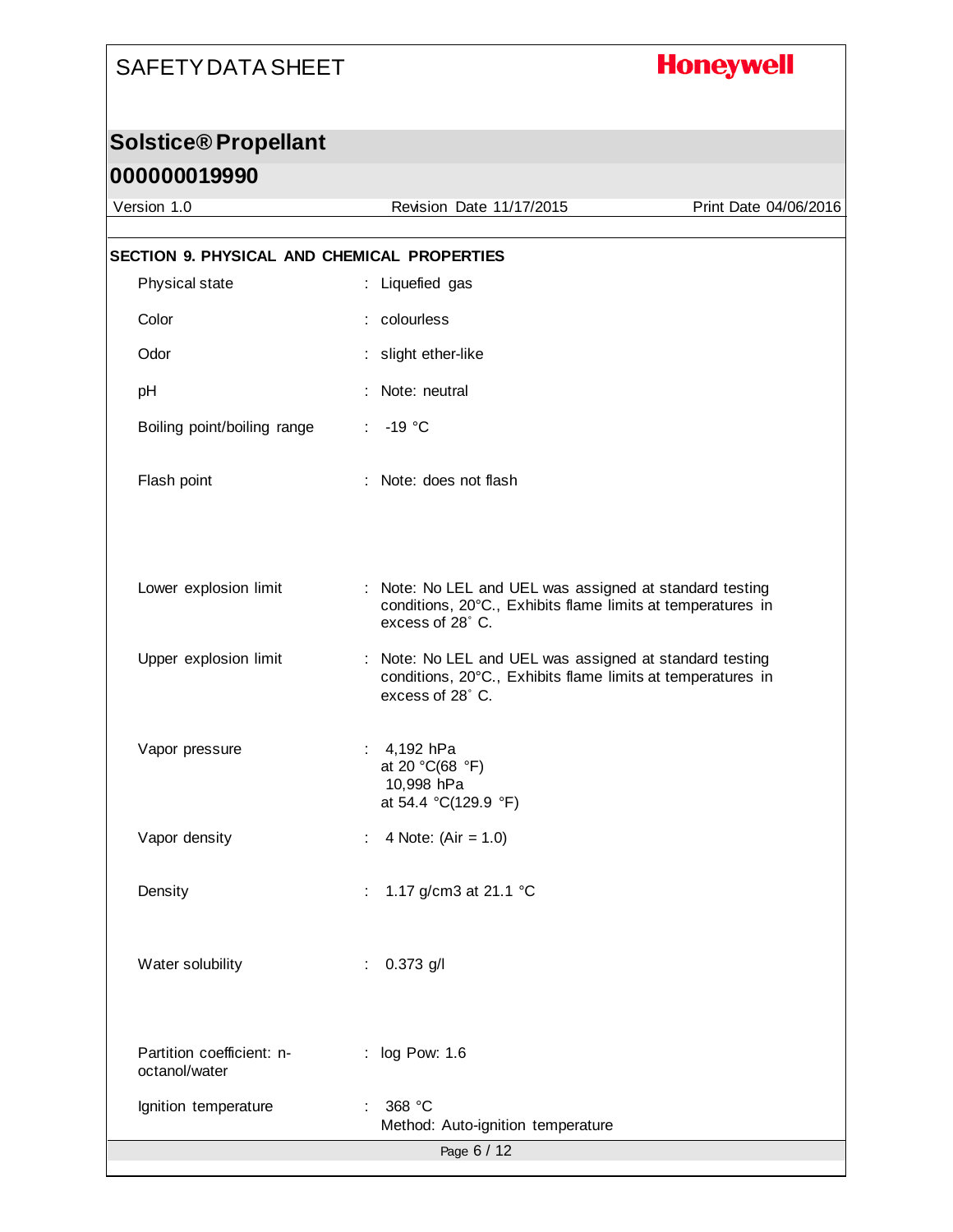## SECTION 9. PHYSICAL AND CHEMICAL PROPERTIES

| Property | Value |
|---|---|
| Physical state | Liquefied gas |
| Color | colourless |
| Odor | slight ether-like |
| pH | Note: neutral |
| Boiling point/boiling range | -19 °C |
| Flash point | Note: does not flash |
| Lower explosion limit | Note: No LEL and UEL was assigned at standard testing conditions, 20°C., Exhibits flame limits at temperatures in excess of 28° C. |
| Upper explosion limit | Note: No LEL and UEL was assigned at standard testing conditions, 20°C., Exhibits flame limits at temperatures in excess of 28° C. |
| Vapor pressure | 4,192 hPa at 20 °C(68 °F)<br>10,998 hPa at 54.4 °C(129.9 °F) |
| Vapor density | 4 Note: (Air = 1.0) |
| Density | 1.17 g/cm3 at 21.1 °C |
| Water solubility | 0.373 g/l |
| Partition coefficient: n-octanol/water | log Pow: 1.6 |
| Ignition temperature | 368 °C<br>Method: Auto-ignition temperature |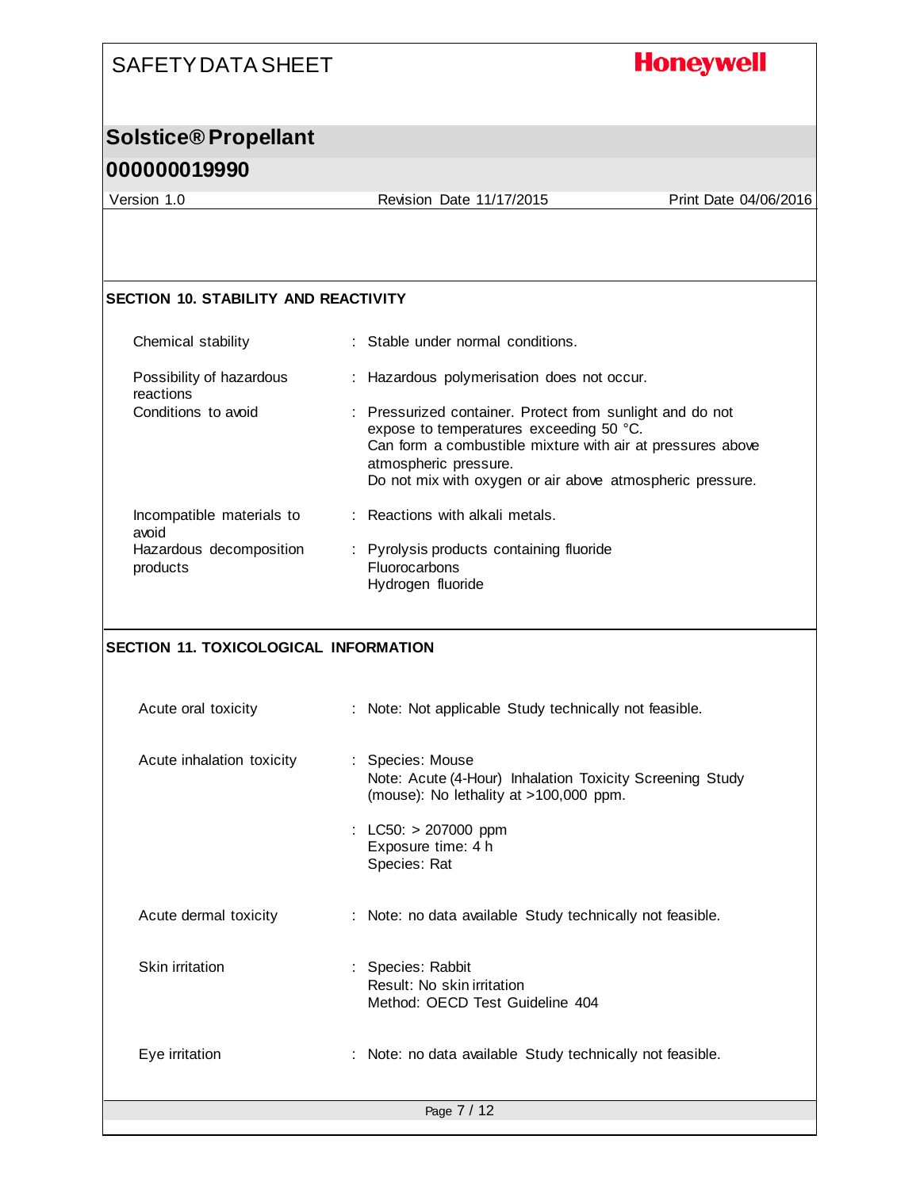## SECTION 10. STABILITY AND REACTIVITY

| | |
|---|---|
| Chemical stability | : Stable under normal conditions. |
| Possibility of hazardous reactions | : Hazardous polymerisation does not occur. |
| Conditions to avoid | : Pressurized container. Protect from sunlight and do not expose to temperatures exceeding 50 °C.<br>Can form a combustible mixture with air at pressures above atmospheric pressure.<br>Do not mix with oxygen or air above atmospheric pressure. |
| Incompatible materials to avoid | : Reactions with alkali metals. |
| Hazardous decomposition products | : Pyrolysis products containing fluoride<br>Fluorocarbons<br>Hydrogen fluoride |

## SECTION 11. TOXICOLOGICAL INFORMATION

| | |
|---|---|
| Acute oral toxicity | : Note: Not applicable Study technically not feasible. |
| Acute inhalation toxicity | : Species: Mouse<br>Note: Acute (4-Hour) Inhalation Toxicity Screening Study (mouse): No lethality at >100,000 ppm. |
| | : LC50: > 207000 ppm<br>Exposure time: 4 h<br>Species: Rat |
| Acute dermal toxicity | : Note: no data available Study technically not feasible. |
| Skin irritation | : Species: Rabbit<br>Result: No skin irritation<br>Method: OECD Test Guideline 404 |
| Eye irritation | : Note: no data available Study technically not feasible. |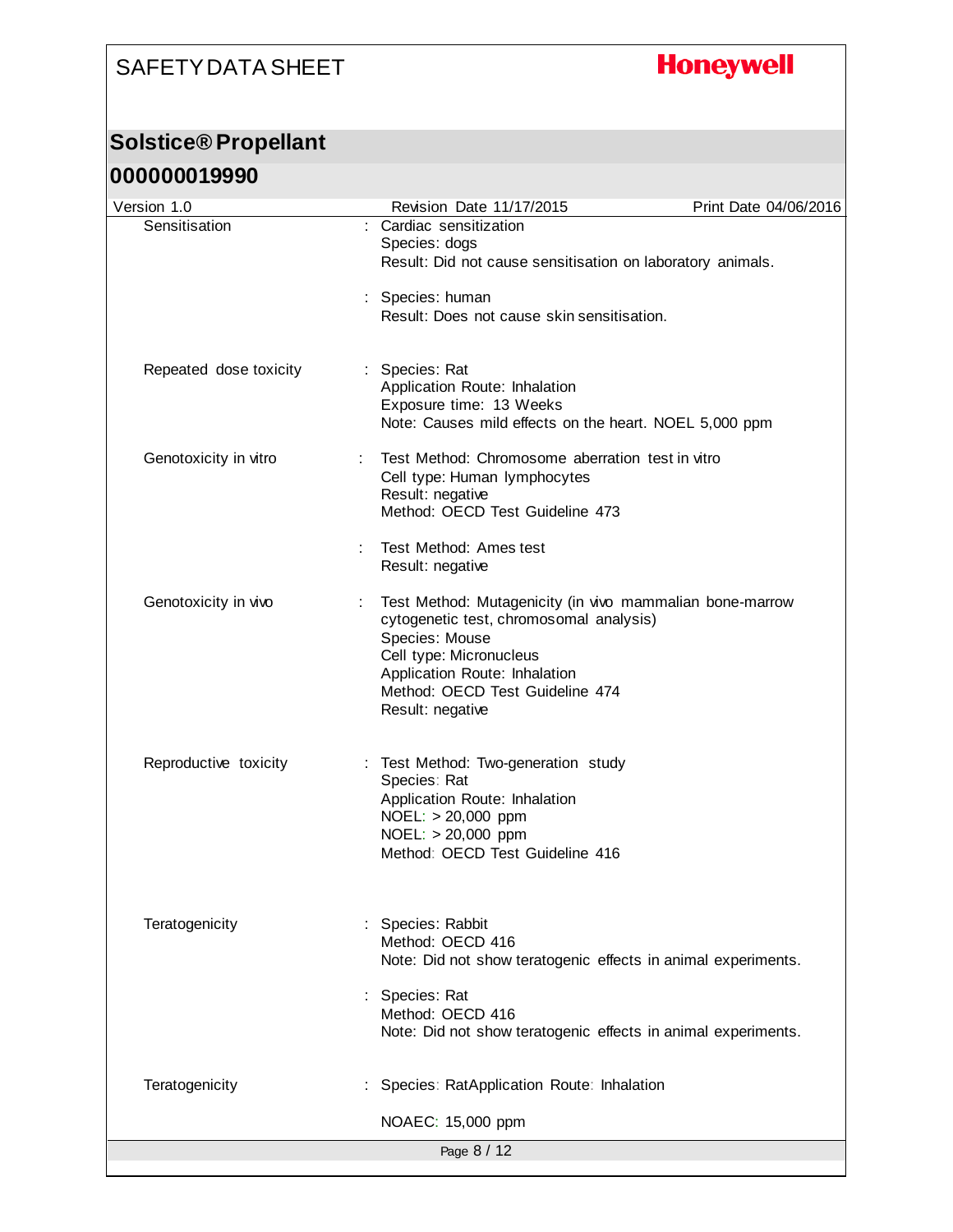| | | |
|---|---|---|
| Sensitisation | : | Cardiac sensitization<br>Species: dogs<br>Result: Did not cause sensitisation on laboratory animals. |
| | : | Species: human<br>Result: Does not cause skin sensitisation. |
| Repeated dose toxicity | : | Species: Rat<br>Application Route: Inhalation<br>Exposure time: 13 Weeks<br>Note: Causes mild effects on the heart. NOEL 5,000 ppm |
| Genotoxicity in vitro | : | Test Method: Chromosome aberration test in vitro<br>Cell type: Human lymphocytes<br>Result: negative<br>Method: OECD Test Guideline 473 |
| | : | Test Method: Ames test<br>Result: negative |
| Genotoxicity in vivo | : | Test Method: Mutagenicity (in vivo mammalian bone-marrow cytogenetic test, chromosomal analysis)<br>Species: Mouse<br>Cell type: Micronucleus<br>Application Route: Inhalation<br>Method: OECD Test Guideline 474<br>Result: negative |
| Reproductive toxicity | : | Test Method: Two-generation study<br>Species: Rat<br>Application Route: Inhalation<br>NOEL: > 20,000 ppm<br>NOEL: > 20,000 ppm<br>Method: OECD Test Guideline 416 |
| Teratogenicity | : | Species: Rabbit<br>Method: OECD 416<br>Note: Did not show teratogenic effects in animal experiments. |
| | : | Species: Rat<br>Method: OECD 416<br>Note: Did not show teratogenic effects in animal experiments. |
| Teratogenicity | : | Species: RatApplication Route: Inhalation<br><br>NOAEC: 15,000 ppm |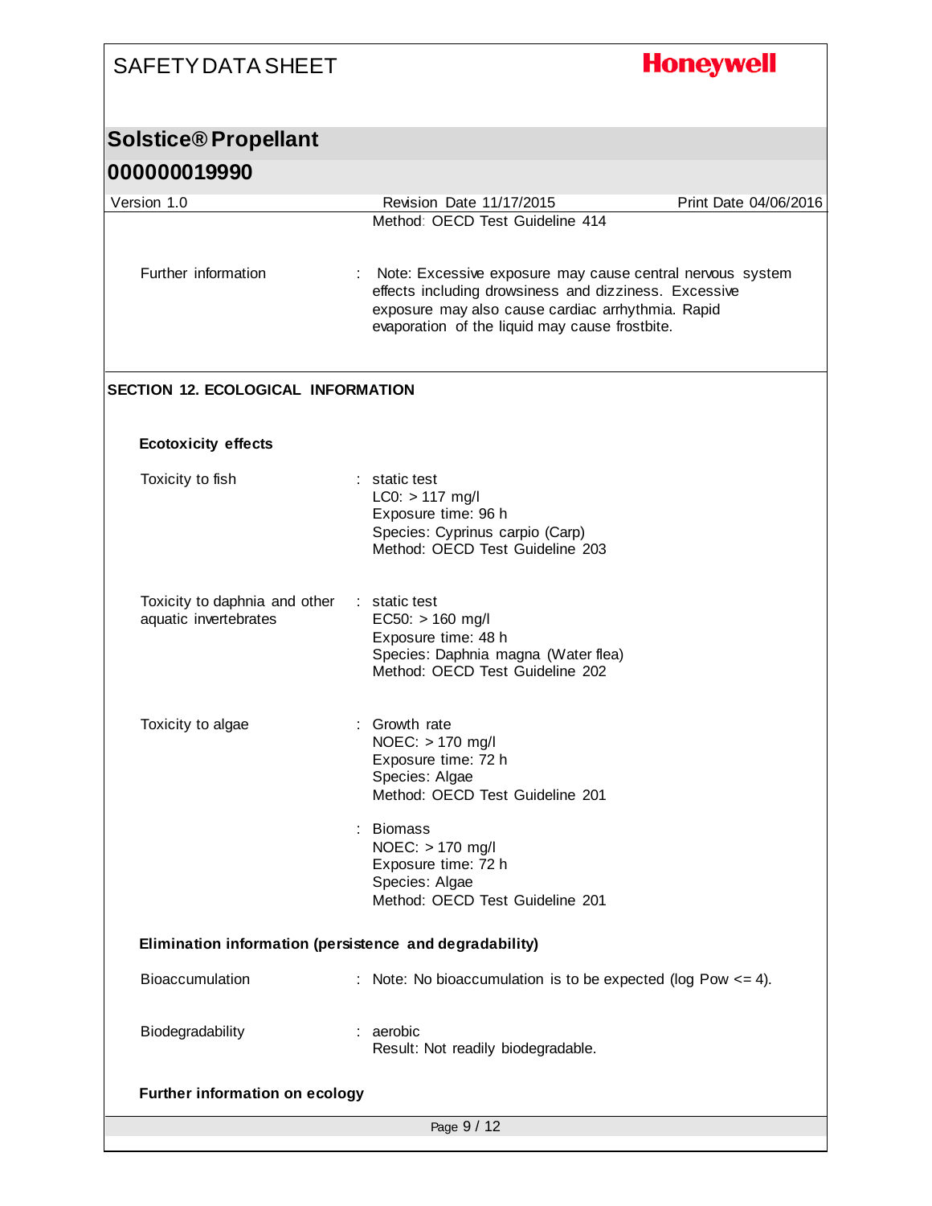Method: OECD Test Guideline 414

Further information : Note: Excessive exposure may cause central nervous system effects including drowsiness and dizziness. Excessive exposure may also cause cardiac arrhythmia. Rapid evaporation of the liquid may cause frostbite.

## SECTION 12. ECOLOGICAL INFORMATION

### Ecotoxicity effects

Toxicity to fish : static test
LC0: > 117 mg/l
Exposure time: 96 h
Species: Cyprinus carpio (Carp)
Method: OECD Test Guideline 203

Toxicity to daphnia and other aquatic invertebrates : static test
EC50: > 160 mg/l
Exposure time: 48 h
Species: Daphnia magna (Water flea)
Method: OECD Test Guideline 202

Toxicity to algae : Growth rate
NOEC: > 170 mg/l
Exposure time: 72 h
Species: Algae
Method: OECD Test Guideline 201

: Biomass
NOEC: > 170 mg/l
Exposure time: 72 h
Species: Algae
Method: OECD Test Guideline 201

### Elimination information (persistence and degradability)

Bioaccumulation : Note: No bioaccumulation is to be expected (log Pow <= 4).

Biodegradability : aerobic
Result: Not readily biodegradable.

### Further information on ecology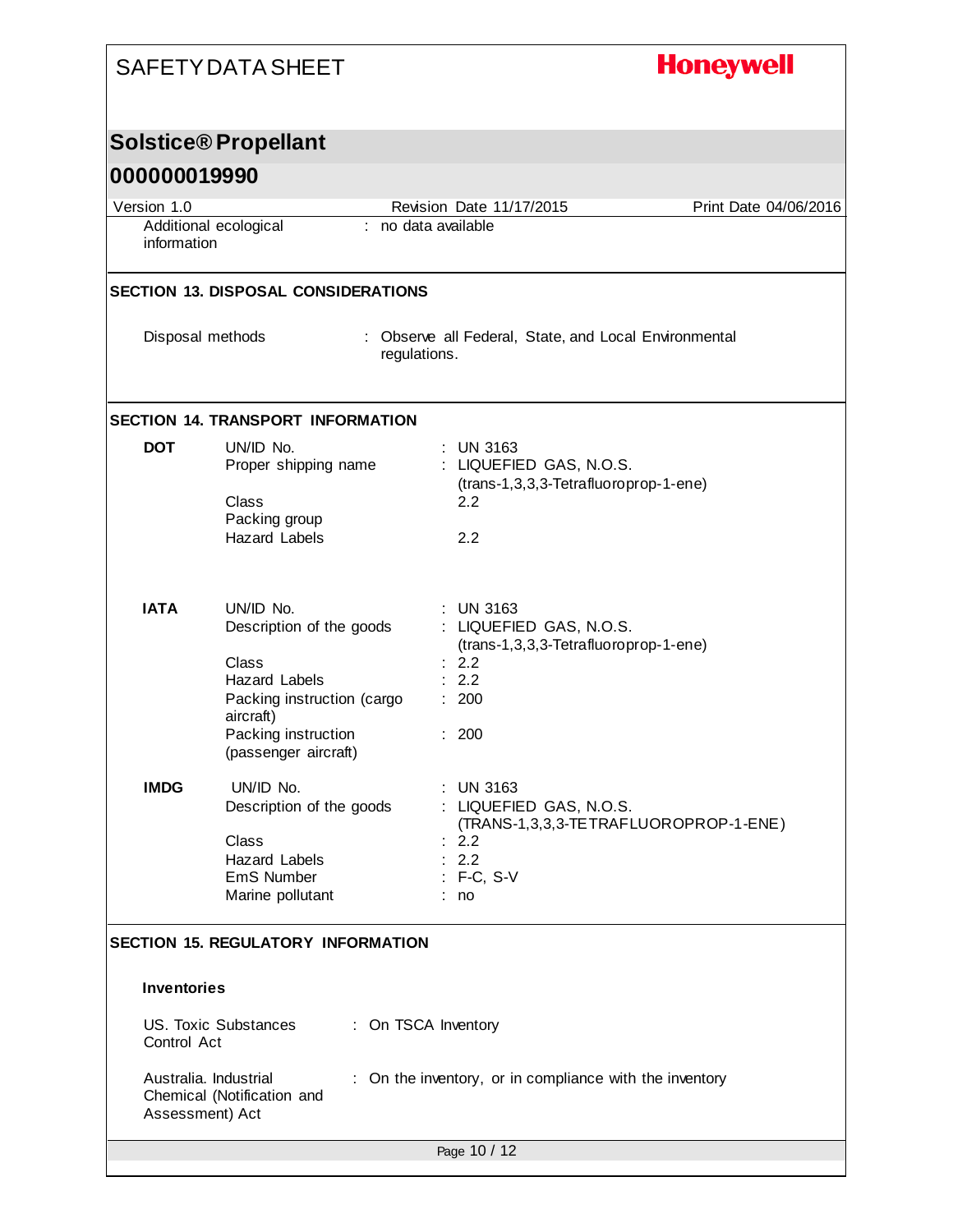Additional ecological information : no data available

## SECTION 13. DISPOSAL CONSIDERATIONS

Disposal methods : Observe all Federal, State, and Local Environmental regulations.

## SECTION 14. TRANSPORT INFORMATION

**DOT**

| | |
|---|---|
| UN/ID No. | : UN 3163 |
| Proper shipping name | : LIQUEFIED GAS, N.O.S. (trans-1,3,3,3-Tetrafluoroprop-1-ene) |
| Class | 2.2 |
| Packing group | |
| Hazard Labels | 2.2 |

**IATA**

| | |
|---|---|
| UN/ID No. | : UN 3163 |
| Description of the goods | : LIQUEFIED GAS, N.O.S. (trans-1,3,3,3-Tetrafluoroprop-1-ene) |
| Class | : 2.2 |
| Hazard Labels | : 2.2 |
| Packing instruction (cargo aircraft) | : 200 |
| Packing instruction (passenger aircraft) | : 200 |

**IMDG**

| | |
|---|---|
| UN/ID No. | : UN 3163 |
| Description of the goods | : LIQUEFIED GAS, N.O.S. (TRANS-1,3,3,3-TETRAFLUOROPROP-1-ENE) |
| Class | : 2.2 |
| Hazard Labels | : 2.2 |
| EmS Number | : F-C, S-V |
| Marine pollutant | : no |

## SECTION 15. REGULATORY INFORMATION

### Inventories

US. Toxic Substances Control Act : On TSCA Inventory

Australia. Industrial Chemical (Notification and Assessment) Act : On the inventory, or in compliance with the inventory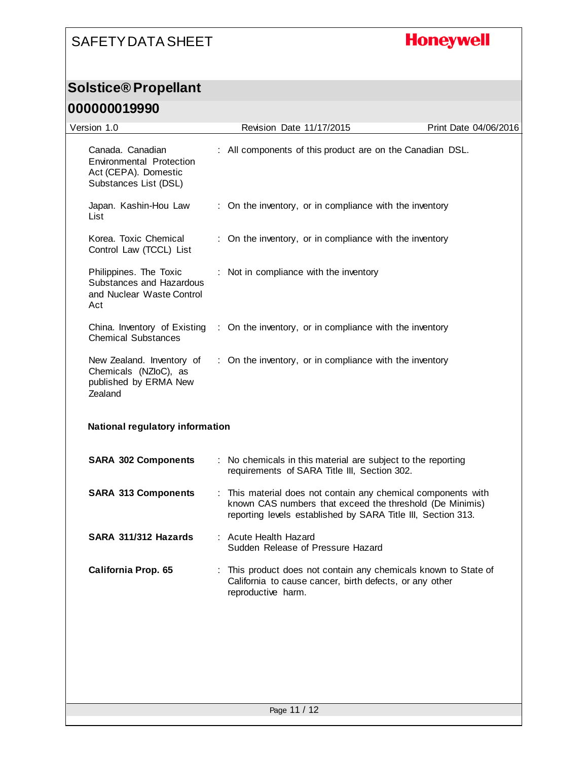| | |
|---|---|
| Canada. Canadian Environmental Protection Act (CEPA). Domestic Substances List (DSL) | : All components of this product are on the Canadian DSL. |
| Japan. Kashin-Hou Law List | : On the inventory, or in compliance with the inventory |
| Korea. Toxic Chemical Control Law (TCCL) List | : On the inventory, or in compliance with the inventory |
| Philippines. The Toxic Substances and Hazardous and Nuclear Waste Control Act | : Not in compliance with the inventory |
| China. Inventory of Existing Chemical Substances | : On the inventory, or in compliance with the inventory |
| New Zealand. Inventory of Chemicals (NZIoC), as published by ERMA New Zealand | : On the inventory, or in compliance with the inventory |

**National regulatory information**

| | |
|---|---|
| **SARA 302 Components** | : No chemicals in this material are subject to the reporting requirements of SARA Title III, Section 302. |
| **SARA 313 Components** | : This material does not contain any chemical components with known CAS numbers that exceed the threshold (De Minimis) reporting levels established by SARA Title III, Section 313. |
| **SARA 311/312 Hazards** | : Acute Health Hazard<br>Sudden Release of Pressure Hazard |
| **California Prop. 65** | : This product does not contain any chemicals known to State of California to cause cancer, birth defects, or any other reproductive harm. |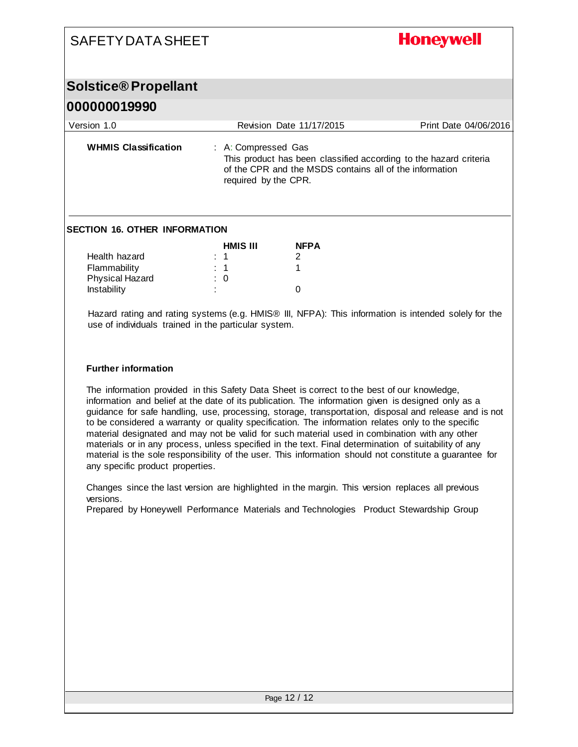**WHMIS Classification** : A: Compressed Gas
This product has been classified according to the hazard criteria of the CPR and the MSDS contains all of the information required by the CPR.

## SECTION 16. OTHER INFORMATION

| | HMIS III | NFPA |
|---|---|---|
| Health hazard | : 1 | 2 |
| Flammability | : 1 | 1 |
| Physical Hazard | : 0 | |
| Instability | : | 0 |

Hazard rating and rating systems (e.g. HMIS® III, NFPA): This information is intended solely for the use of individuals trained in the particular system.

**Further information**

The information provided in this Safety Data Sheet is correct to the best of our knowledge, information and belief at the date of its publication. The information given is designed only as a guidance for safe handling, use, processing, storage, transportation, disposal and release and is not to be considered a warranty or quality specification. The information relates only to the specific material designated and may not be valid for such material used in combination with any other materials or in any process, unless specified in the text. Final determination of suitability of any material is the sole responsibility of the user. This information should not constitute a guarantee for any specific product properties.

Changes since the last version are highlighted in the margin. This version replaces all previous versions.
Prepared by Honeywell Performance Materials and Technologies Product Stewardship Group